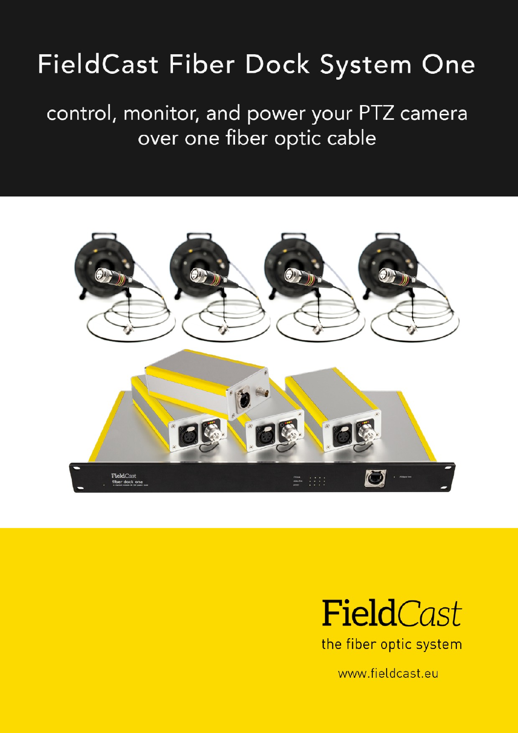# FieldCast Fiber Dock System One

control, monitor, and power your PTZ camera over one fiber optic cable

FieldCast

the fiber optic system

www.fieldcast.eu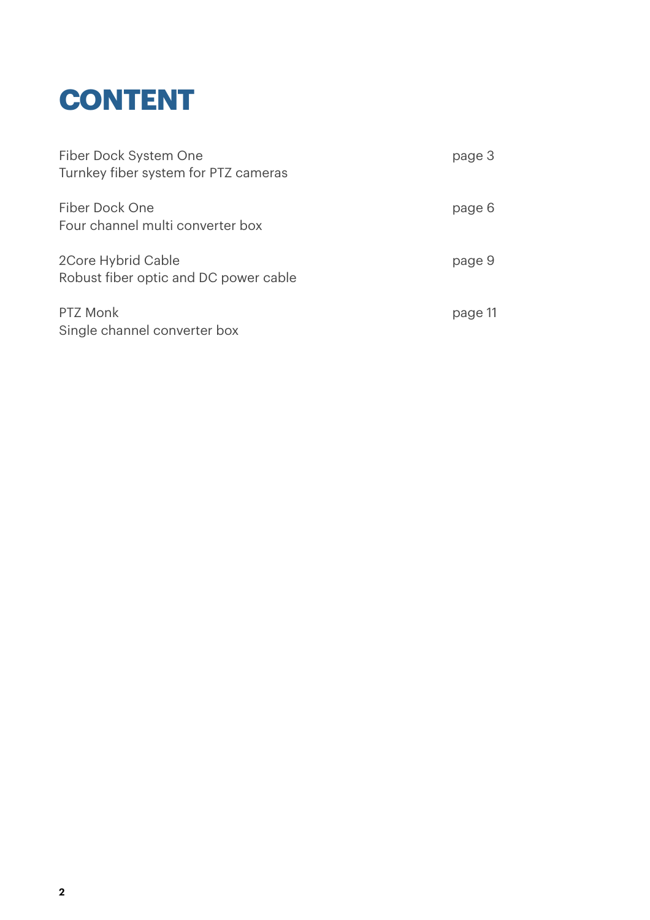# CONTENT

| | |
|---|---|
| Fiber Dock System One<br>Turnkey fiber system for PTZ cameras | page 3 |
| Fiber Dock One<br>Four channel multi converter box | page 6 |
| 2Core Hybrid Cable<br>Robust fiber optic and DC power cable | page 9 |
| PTZ Monk<br>Single channel converter box | page 11 |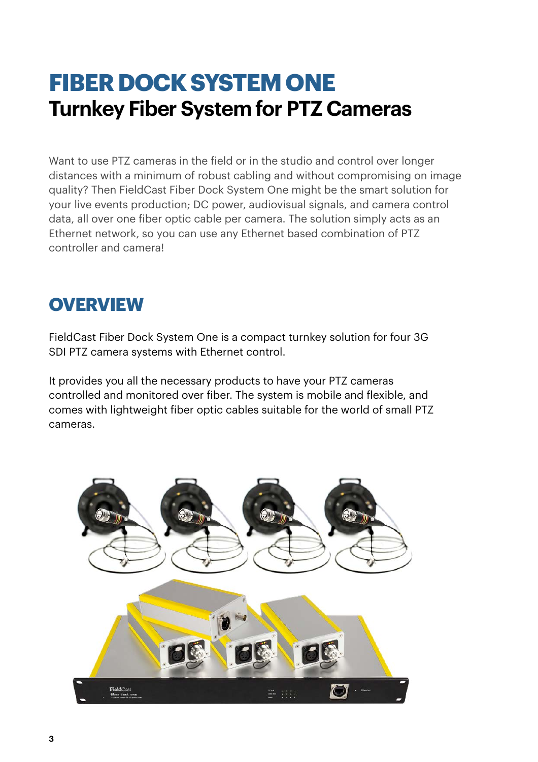# FIBER DOCK SYSTEM ONE

## Turnkey Fiber System for PTZ Cameras

Want to use PTZ cameras in the field or in the studio and control over longer distances with a minimum of robust cabling and without compromising on image quality? Then FieldCast Fiber Dock System One might be the smart solution for your live events production; DC power, audiovisual signals, and camera control data, all over one fiber optic cable per camera. The solution simply acts as an Ethernet network, so you can use any Ethernet based combination of PTZ controller and camera!

## OVERVIEW

FieldCast Fiber Dock System One is a compact turnkey solution for four 3G SDI PTZ camera systems with Ethernet control.

It provides you all the necessary products to have your PTZ cameras controlled and monitored over fiber. The system is mobile and flexible, and comes with lightweight fiber optic cables suitable for the world of small PTZ cameras.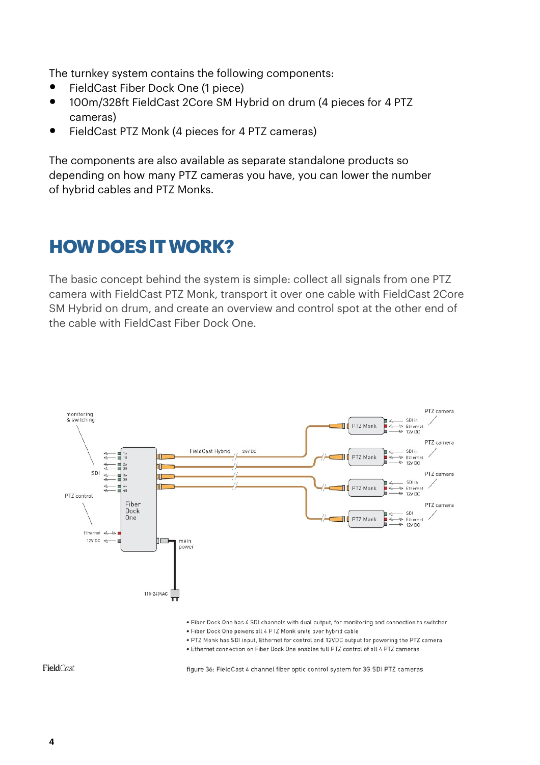The turnkey system contains the following components:

- FieldCast Fiber Dock One (1 piece)
- 100m/328ft FieldCast 2Core SM Hybrid on drum (4 pieces for 4 PTZ cameras)
- FieldCast PTZ Monk (4 pieces for 4 PTZ cameras)

The components are also available as separate standalone products so depending on how many PTZ cameras you have, you can lower the number of hybrid cables and PTZ Monks.

## HOW DOES IT WORK?

The basic concept behind the system is simple: collect all signals from one PTZ camera with FieldCast PTZ Monk, transport it over one cable with FieldCast 2Core SM Hybrid on drum, and create an overview and control spot at the other end of the cable with FieldCast Fiber Dock One.

- Fiber Dock One has 4 SDI channels with dual output, for monitoring and connection to switcher
- Fiber Dock One powers all 4 PTZ Monk units over hybrid cable
- PTZ Monk has SDI input, Ethernet for control and 12VDC output for powering the PTZ camera
- Ethernet connection on Fiber Dock One enables full PTZ control of all 4 PTZ cameras

figure 36: FieldCast 4 channel fiber optic control system for 3G SDI PTZ cameras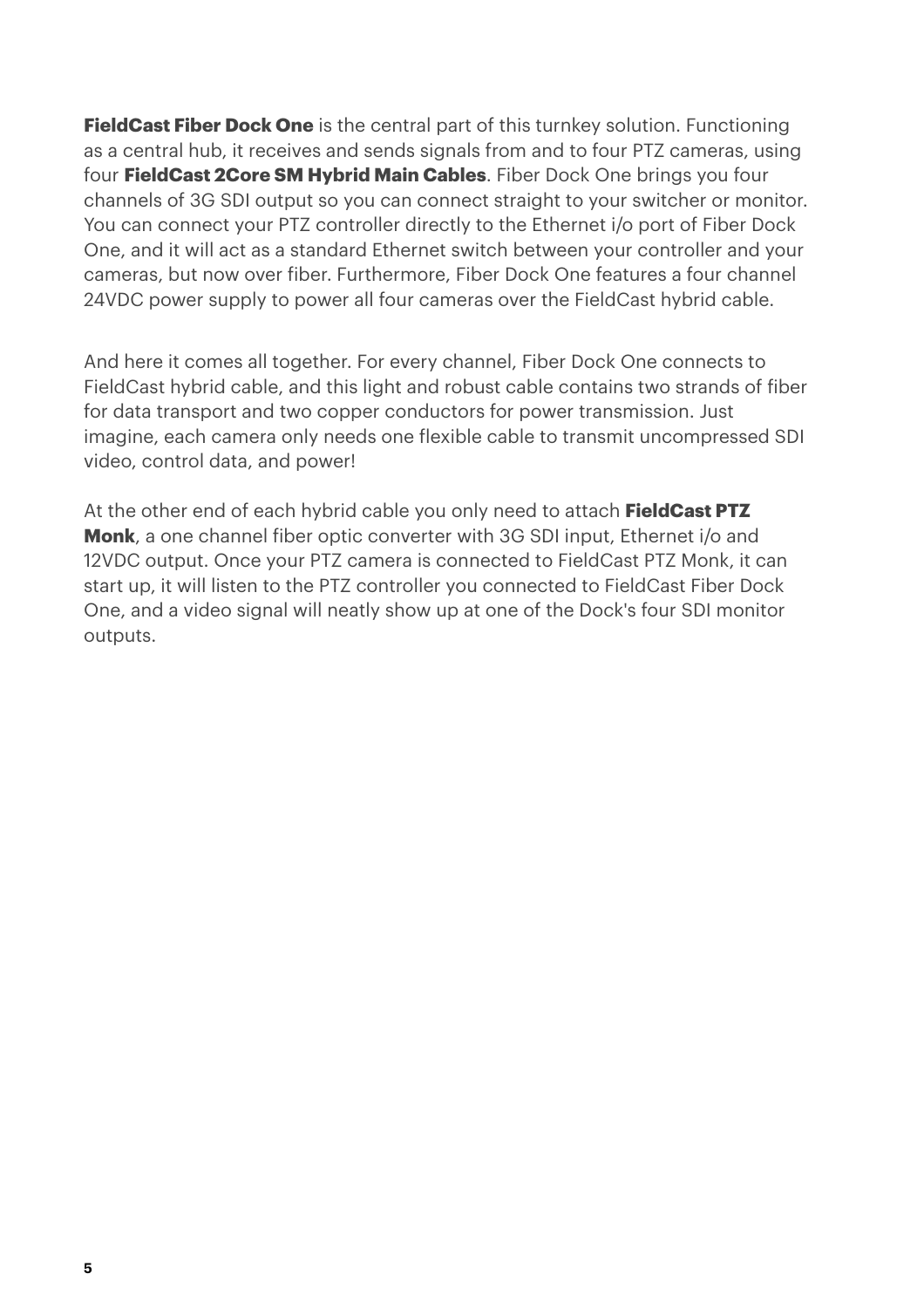**FieldCast Fiber Dock One** is the central part of this turnkey solution. Functioning as a central hub, it receives and sends signals from and to four PTZ cameras, using four **FieldCast 2Core SM Hybrid Main Cables**. Fiber Dock One brings you four channels of 3G SDI output so you can connect straight to your switcher or monitor. You can connect your PTZ controller directly to the Ethernet i/o port of Fiber Dock One, and it will act as a standard Ethernet switch between your controller and your cameras, but now over fiber. Furthermore, Fiber Dock One features a four channel 24VDC power supply to power all four cameras over the FieldCast hybrid cable.

And here it comes all together. For every channel, Fiber Dock One connects to FieldCast hybrid cable, and this light and robust cable contains two strands of fiber for data transport and two copper conductors for power transmission. Just imagine, each camera only needs one flexible cable to transmit uncompressed SDI video, control data, and power!

At the other end of each hybrid cable you only need to attach **FieldCast PTZ Monk**, a one channel fiber optic converter with 3G SDI input, Ethernet i/o and 12VDC output. Once your PTZ camera is connected to FieldCast PTZ Monk, it can start up, it will listen to the PTZ controller you connected to FieldCast Fiber Dock One, and a video signal will neatly show up at one of the Dock's four SDI monitor outputs.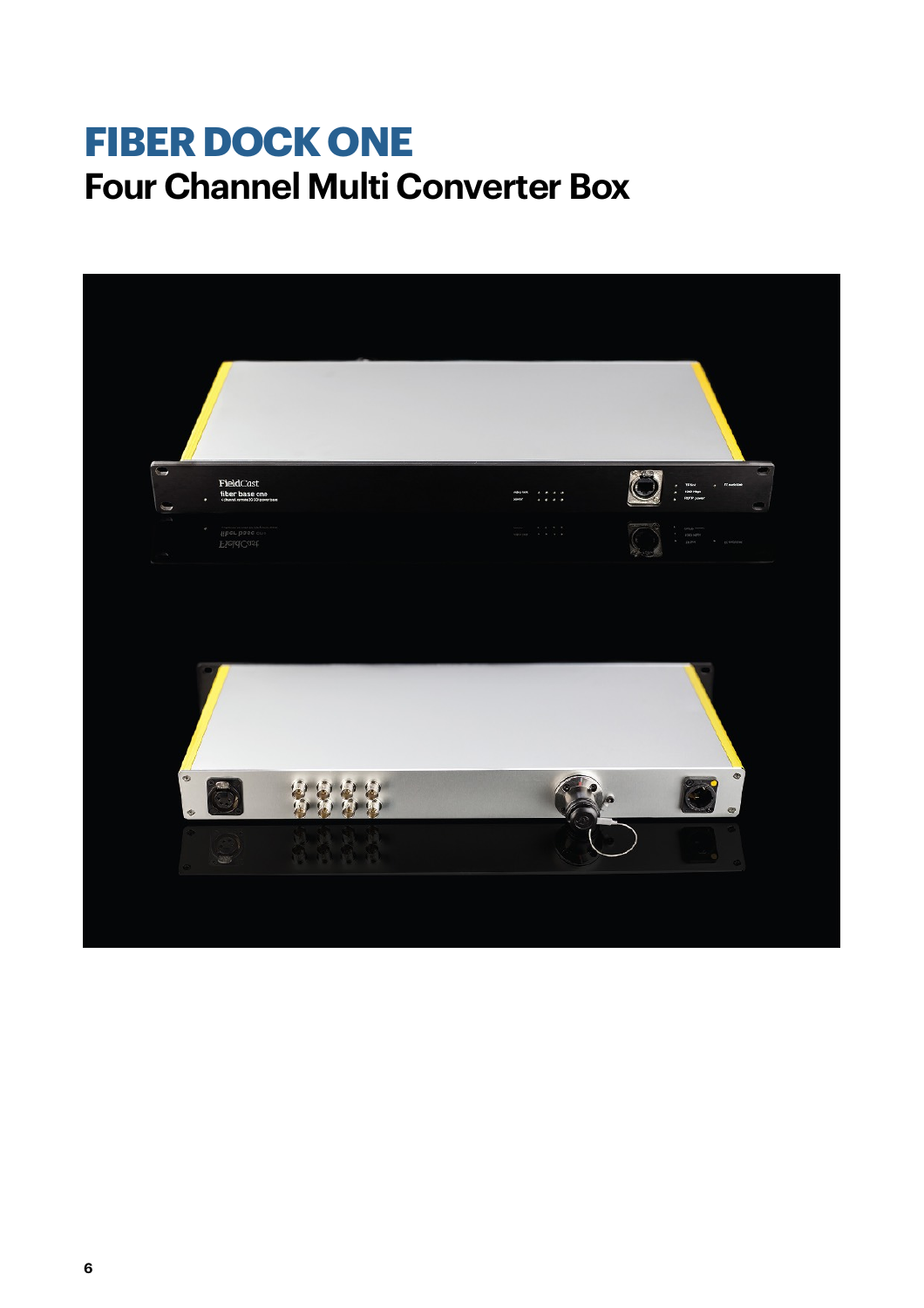# FIBER DOCK ONE

## Four Channel Multi Converter Box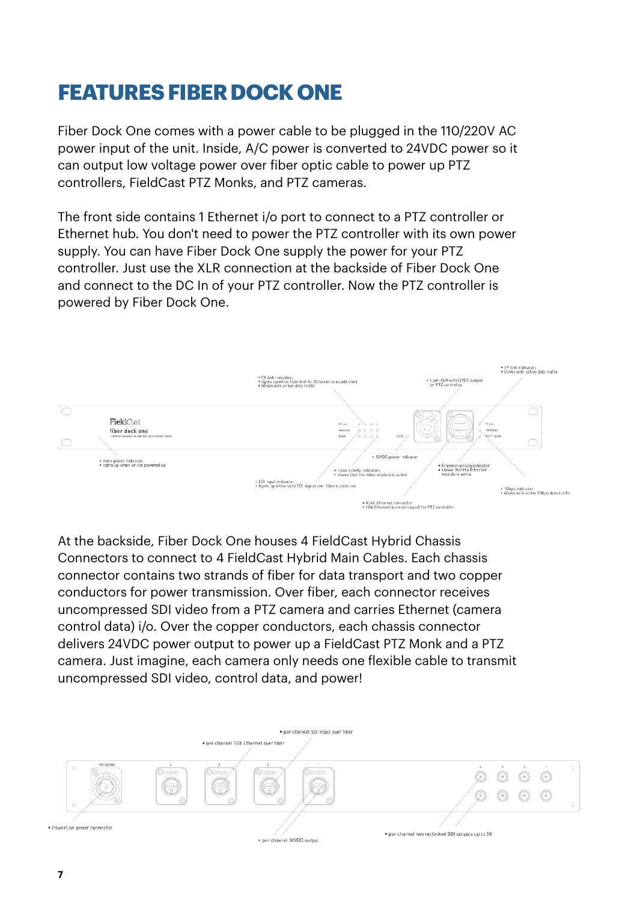# FEATURES FIBER DOCK ONE

Fiber Dock One comes with a power cable to be plugged in the 110/220V AC power input of the unit. Inside, A/C power is converted to 24VDC power so it can output low voltage power over fiber optic cable to power up PTZ controllers, FieldCast PTZ Monks, and PTZ cameras.

The front side contains 1 Ethernet i/o port to connect to a PTZ controller or Ethernet hub. You don't need to power the PTZ controller with its own power supply. You can have Fiber Dock One supply the power for your PTZ controller. Just use the XLR connection at the backside of Fiber Dock One and connect to the DC In of your PTZ controller. Now the PTZ controller is powered by Fiber Dock One.

- FX link indicator:
  - lights up when fiber link for Ethernet is established
  - blinks with active data traffic
- 4-pin XLR with 12VDC output for PTZ controller
- TP link indicator:
  - blinks with active data traffic
- main power indicator:
  - lights up when unit is powered up
- 12VDC power indicator
- video activity indicator:
  - shows that the video module is active
- Ethernet activity indicator:
  - shows that the Ethernet module is active
- SDI input indicator:
  - lights up when valid SDI signal over fiber is detected
- 1Gbps indicator:
  - blinks with active 1Gbps data traffic
- RJ45 Ethernet connector:
  - 1Gb Ethernet (unmanaged) for PTZ controller

At the backside, Fiber Dock One houses 4 FieldCast Hybrid Chassis Connectors to connect to 4 FieldCast Hybrid Main Cables. Each chassis connector contains two strands of fiber for data transport and two copper conductors for power transmission. Over fiber, each connector receives uncompressed SDI video from a PTZ camera and carries Ethernet (camera control data) i/o. Over the copper conductors, each chassis connector delivers 24VDC power output to power up a FieldCast PTZ Monk and a PTZ camera. Just imagine, each camera only needs one flexible cable to transmit uncompressed SDI video, control data, and power!

- per channel SDI input over fiber
- per channel 1Gb Ethernet over fiber
- PowerCon power connector
- per channel 36VDC output
- per channel two reclocked SDI outputs up to 3G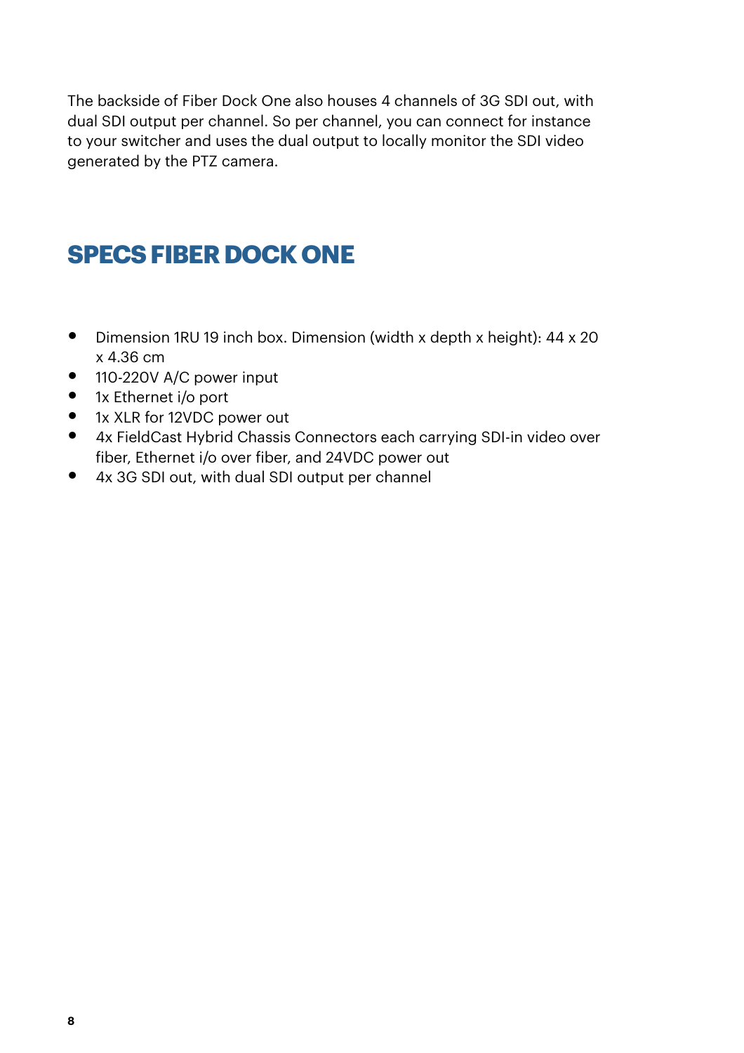The backside of Fiber Dock One also houses 4 channels of 3G SDI out, with dual SDI output per channel. So per channel, you can connect for instance to your switcher and uses the dual output to locally monitor the SDI video generated by the PTZ camera.

## SPECS FIBER DOCK ONE

- Dimension 1RU 19 inch box. Dimension (width x depth x height): 44 x 20 x 4.36 cm
- 110-220V A/C power input
- 1x Ethernet i/o port
- 1x XLR for 12VDC power out
- 4x FieldCast Hybrid Chassis Connectors each carrying SDI-in video over fiber, Ethernet i/o over fiber, and 24VDC power out
- 4x 3G SDI out, with dual SDI output per channel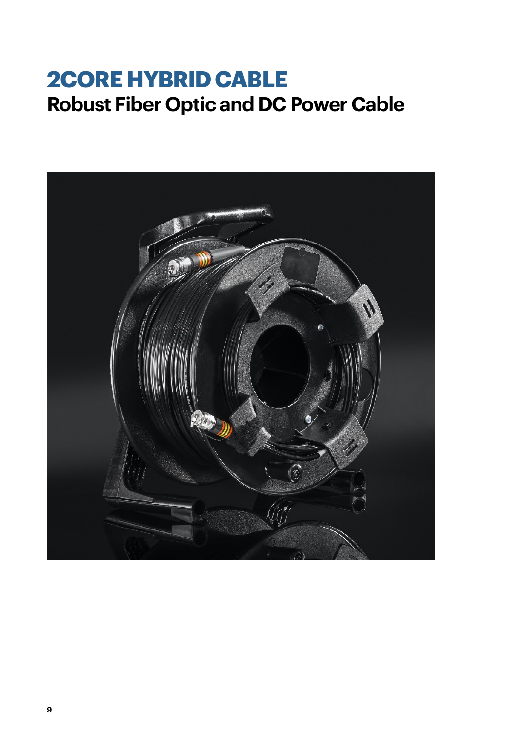# 2CORE HYBRID CABLE

## Robust Fiber Optic and DC Power Cable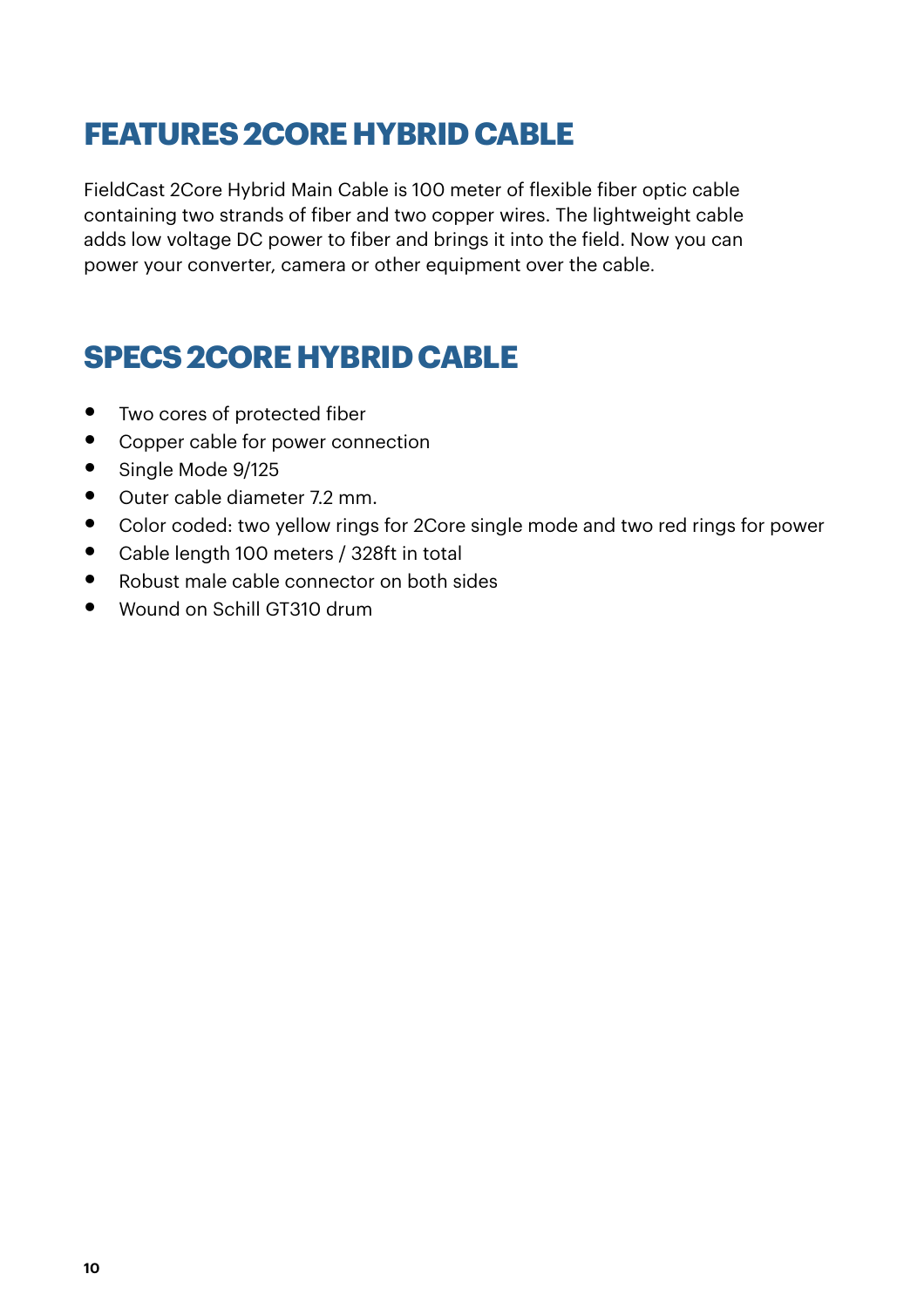## FEATURES 2CORE HYBRID CABLE

FieldCast 2Core Hybrid Main Cable is 100 meter of flexible fiber optic cable containing two strands of fiber and two copper wires. The lightweight cable adds low voltage DC power to fiber and brings it into the field. Now you can power your converter, camera or other equipment over the cable.

## SPECS 2CORE HYBRID CABLE

- Two cores of protected fiber
- Copper cable for power connection
- Single Mode 9/125
- Outer cable diameter 7.2 mm.
- Color coded: two yellow rings for 2Core single mode and two red rings for power
- Cable length 100 meters / 328ft in total
- Robust male cable connector on both sides
- Wound on Schill GT310 drum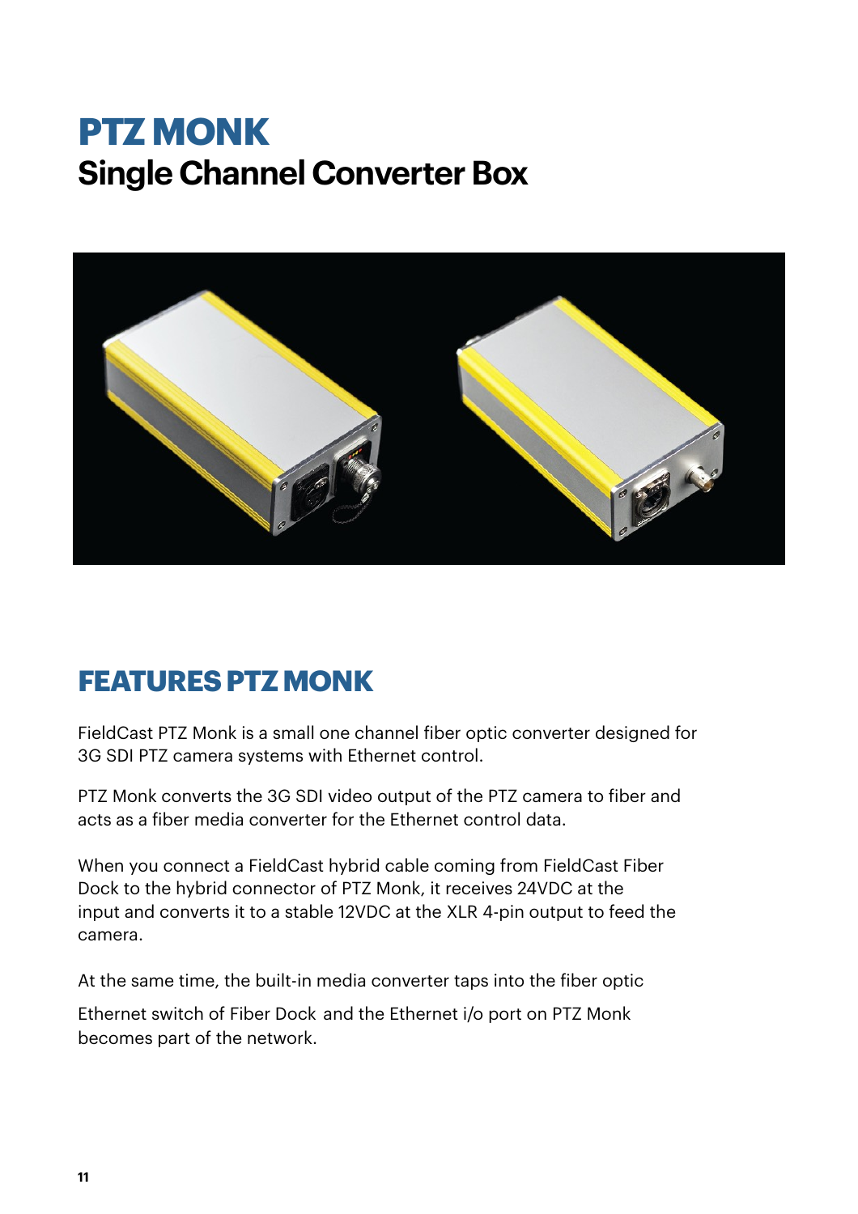# PTZ MONK

## Single Channel Converter Box

## FEATURES PTZ MONK

FieldCast PTZ Monk is a small one channel fiber optic converter designed for 3G SDI PTZ camera systems with Ethernet control.

PTZ Monk converts the 3G SDI video output of the PTZ camera to fiber and acts as a fiber media converter for the Ethernet control data.

When you connect a FieldCast hybrid cable coming from FieldCast Fiber Dock to the hybrid connector of PTZ Monk, it receives 24VDC at the input and converts it to a stable 12VDC at the XLR 4-pin output to feed the camera.

At the same time, the built-in media converter taps into the fiber optic

Ethernet switch of Fiber Dock and the Ethernet i/o port on PTZ Monk becomes part of the network.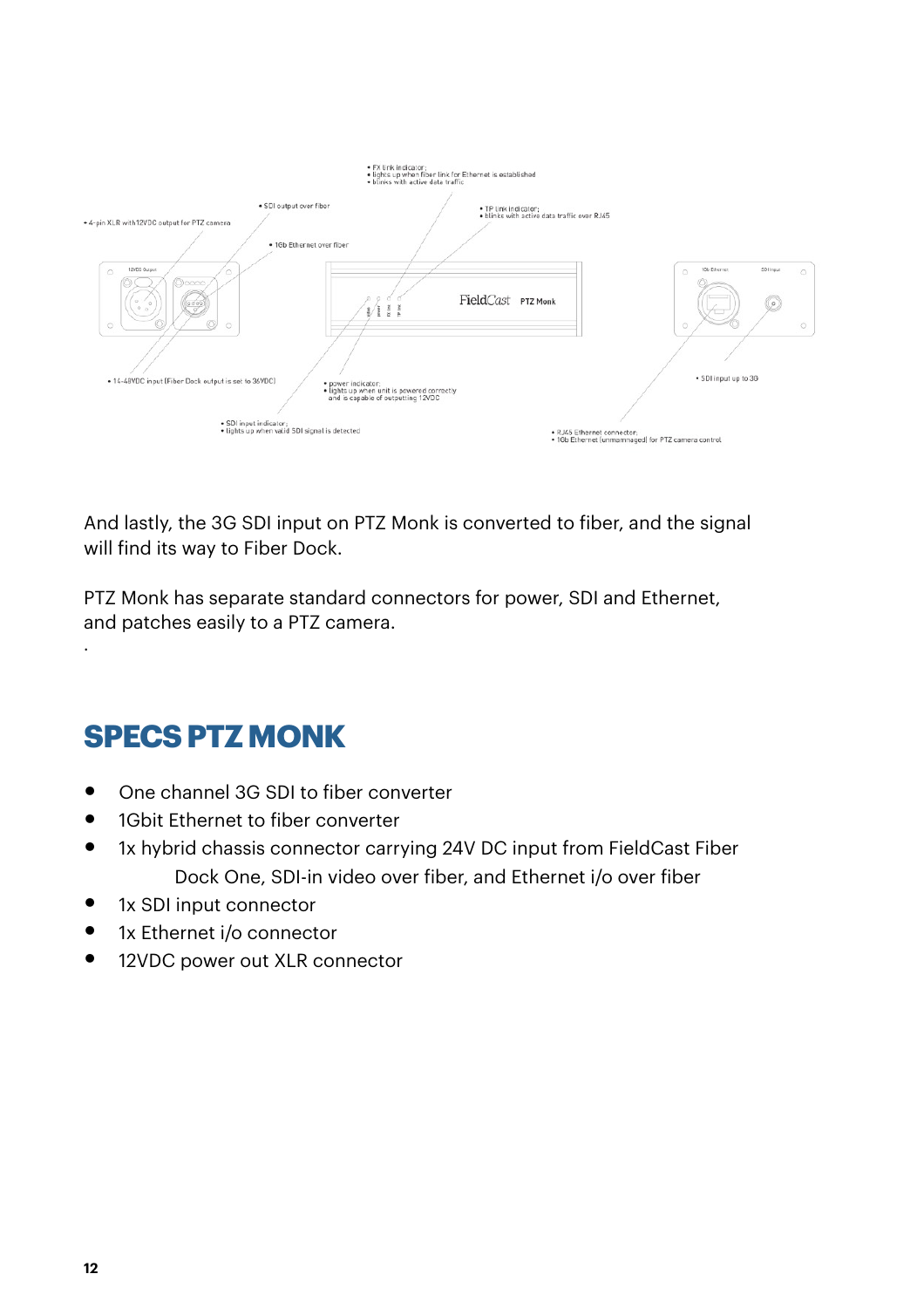• FX link indicator:
• lights up when fiber link for Ethernet is established
• blinks with active data traffic

• SDI output over fiber

• TP link indicator:
• blinks with active data traffic over RJ45

• 4-pin XLR with12VDC output for PTZ camera

• 1Gb Ethernet over fiber

12VDC Output

FieldCast PTZ Monk

1Gb Ethernet

SDI Input

• 14-48VDC input (Fiber Dock output is set to 36VDC)

• power indicator:
• lights up when unit is powered correctly and is capable of outputting 12VDC

• SDI input up to 3G

• SDI input indicator:
• lights up when valid SDI signal is detected

• RJ45 Ethernet connector:
• 1Gb Ethernet (unmanaged) for PTZ camera control

And lastly, the 3G SDI input on PTZ Monk is converted to fiber, and the signal will find its way to Fiber Dock.

PTZ Monk has separate standard connectors for power, SDI and Ethernet, and patches easily to a PTZ camera.

.

## SPECS PTZ MONK

- One channel 3G SDI to fiber converter
- 1Gbit Ethernet to fiber converter
- 1x hybrid chassis connector carrying 24V DC input from FieldCast Fiber Dock One, SDI-in video over fiber, and Ethernet i/o over fiber
- 1x SDI input connector
- 1x Ethernet i/o connector
- 12VDC power out XLR connector